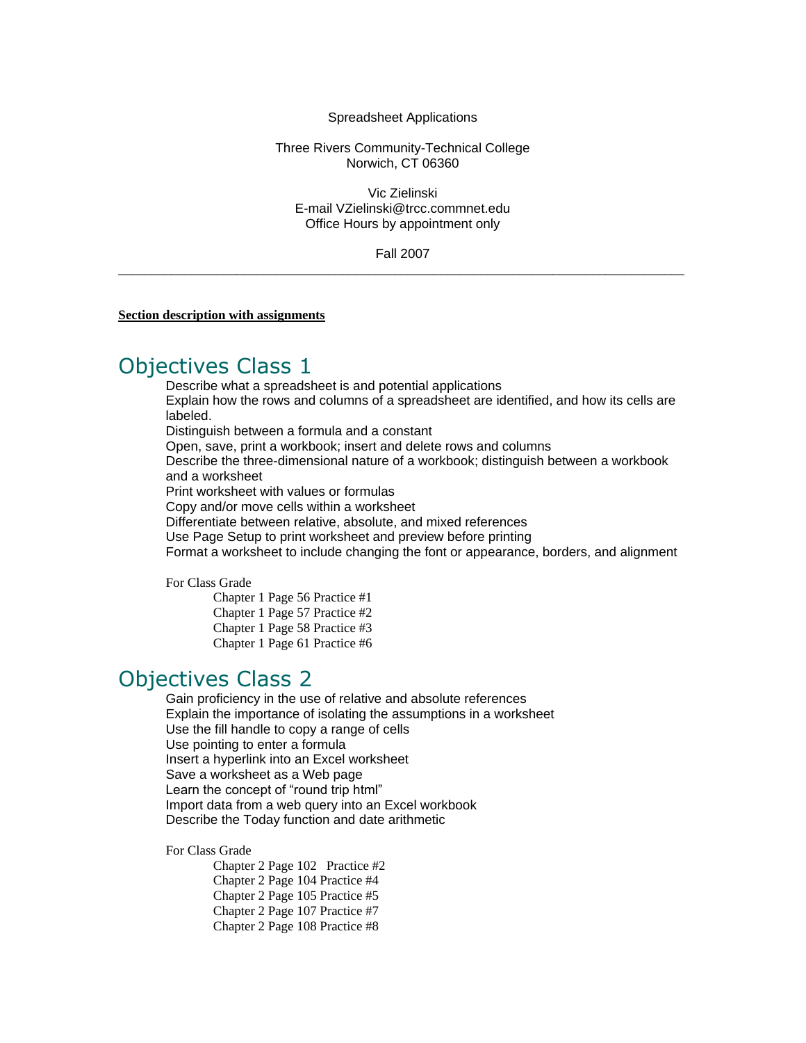Spreadsheet Applications

Three Rivers Community-Technical College
Norwich, CT 06360

Vic Zielinski
E-mail VZielinski@trcc.commnet.edu
Office Hours by appointment only

Fall 2007

---

**Section description with assignments**

# Objectives Class 1

- Describe what a spreadsheet is and potential applications
- Explain how the rows and columns of a spreadsheet are identified, and how its cells are labeled.
- Distinguish between a formula and a constant
- Open, save, print a workbook; insert and delete rows and columns
- Describe the three-dimensional nature of a workbook; distinguish between a workbook and a worksheet
- Print worksheet with values or formulas
- Copy and/or move cells within a worksheet
- Differentiate between relative, absolute, and mixed references
- Use Page Setup to print worksheet and preview before printing
- Format a worksheet to include changing the font or appearance, borders, and alignment

For Class Grade

- Chapter 1 Page 56 Practice #1
- Chapter 1 Page 57 Practice #2
- Chapter 1 Page 58 Practice #3
- Chapter 1 Page 61 Practice #6

# Objectives Class 2

- Gain proficiency in the use of relative and absolute references
- Explain the importance of isolating the assumptions in a worksheet
- Use the fill handle to copy a range of cells
- Use pointing to enter a formula
- Insert a hyperlink into an Excel worksheet
- Save a worksheet as a Web page
- Learn the concept of "round trip html"
- Import data from a web query into an Excel workbook
- Describe the Today function and date arithmetic

For Class Grade

- Chapter 2 Page 102 Practice #2
- Chapter 2 Page 104 Practice #4
- Chapter 2 Page 105 Practice #5
- Chapter 2 Page 107 Practice #7
- Chapter 2 Page 108 Practice #8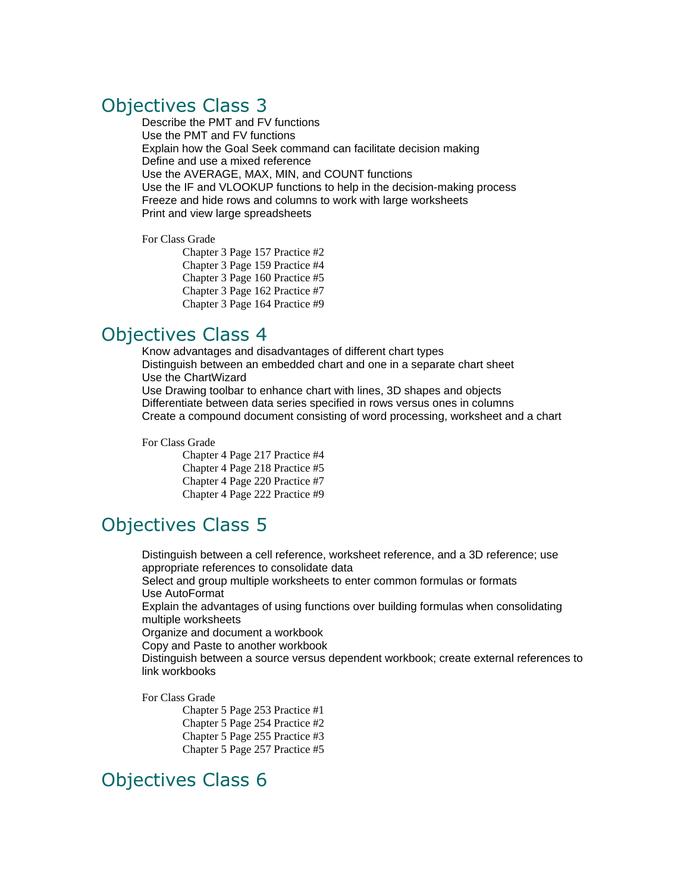## Objectives Class 3

Describe the PMT and FV functions
Use the PMT and FV functions
Explain how the Goal Seek command can facilitate decision making
Define and use a mixed reference
Use the AVERAGE, MAX, MIN, and COUNT functions
Use the IF and VLOOKUP functions to help in the decision-making process
Freeze and hide rows and columns to work with large worksheets
Print and view large spreadsheets

For Class Grade

- Chapter 3 Page 157 Practice #2
- Chapter 3 Page 159 Practice #4
- Chapter 3 Page 160 Practice #5
- Chapter 3 Page 162 Practice #7
- Chapter 3 Page 164 Practice #9

## Objectives Class 4

Know advantages and disadvantages of different chart types
Distinguish between an embedded chart and one in a separate chart sheet
Use the ChartWizard
Use Drawing toolbar to enhance chart with lines, 3D shapes and objects
Differentiate between data series specified in rows versus ones in columns
Create a compound document consisting of word processing, worksheet and a chart

For Class Grade

- Chapter 4 Page 217 Practice #4
- Chapter 4 Page 218 Practice #5
- Chapter 4 Page 220 Practice #7
- Chapter 4 Page 222 Practice #9

## Objectives Class 5

Distinguish between a cell reference, worksheet reference, and a 3D reference; use appropriate references to consolidate data
Select and group multiple worksheets to enter common formulas or formats
Use AutoFormat
Explain the advantages of using functions over building formulas when consolidating multiple worksheets
Organize and document a workbook
Copy and Paste to another workbook
Distinguish between a source versus dependent workbook; create external references to link workbooks

For Class Grade

- Chapter 5 Page 253 Practice #1
- Chapter 5 Page 254 Practice #2
- Chapter 5 Page 255 Practice #3
- Chapter 5 Page 257 Practice #5

## Objectives Class 6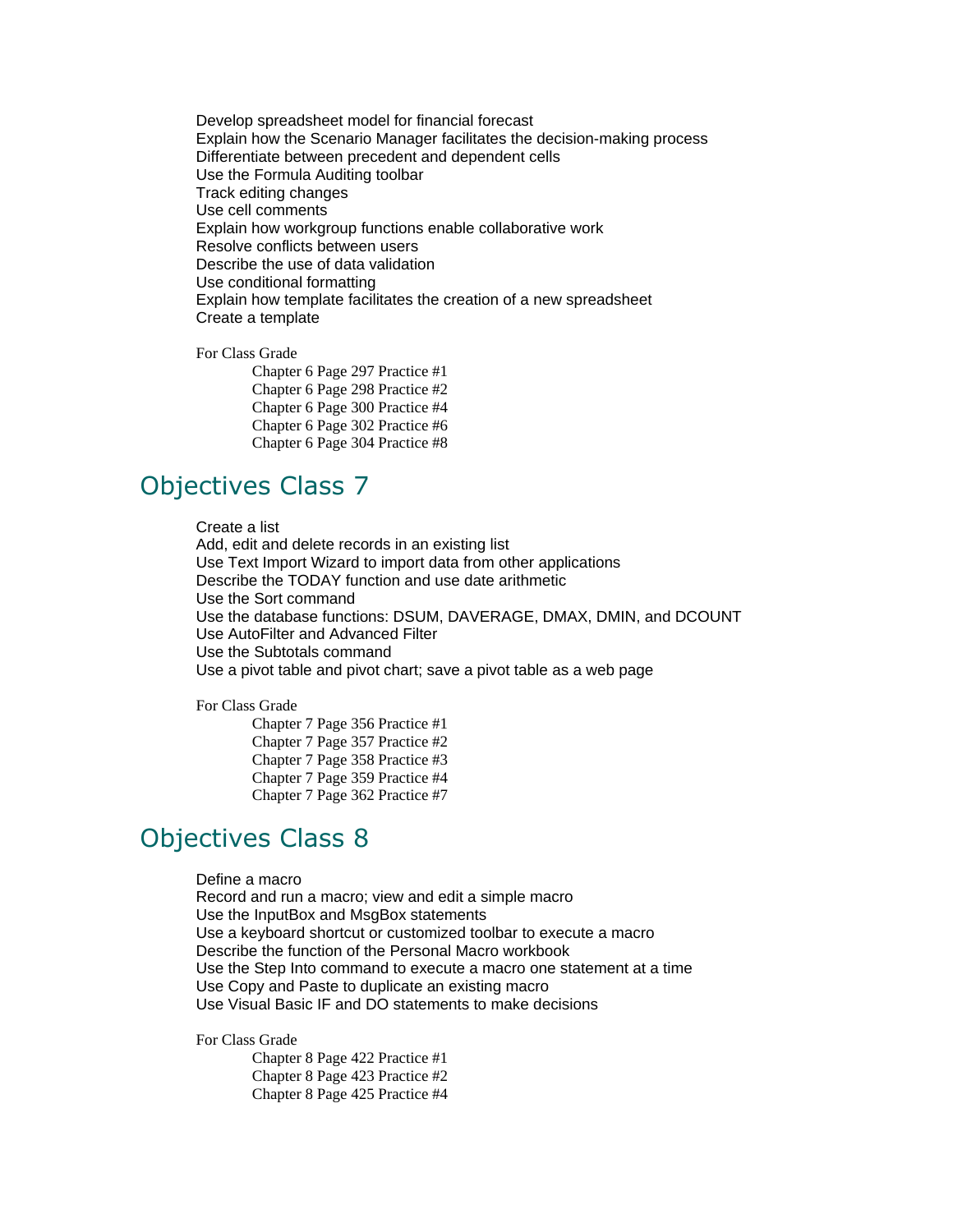Develop spreadsheet model for financial forecast
Explain how the Scenario Manager facilitates the decision-making process
Differentiate between precedent and dependent cells
Use the Formula Auditing toolbar
Track editing changes
Use cell comments
Explain how workgroup functions enable collaborative work
Resolve conflicts between users
Describe the use of data validation
Use conditional formatting
Explain how template facilitates the creation of a new spreadsheet
Create a template

For Class Grade

- Chapter 6 Page 297 Practice #1
- Chapter 6 Page 298 Practice #2
- Chapter 6 Page 300 Practice #4
- Chapter 6 Page 302 Practice #6
- Chapter 6 Page 304 Practice #8

## Objectives Class 7

Create a list
Add, edit and delete records in an existing list
Use Text Import Wizard to import data from other applications
Describe the TODAY function and use date arithmetic
Use the Sort command
Use the database functions: DSUM, DAVERAGE, DMAX, DMIN, and DCOUNT
Use AutoFilter and Advanced Filter
Use the Subtotals command
Use a pivot table and pivot chart; save a pivot table as a web page

For Class Grade

- Chapter 7 Page 356 Practice #1
- Chapter 7 Page 357 Practice #2
- Chapter 7 Page 358 Practice #3
- Chapter 7 Page 359 Practice #4
- Chapter 7 Page 362 Practice #7

## Objectives Class 8

Define a macro
Record and run a macro; view and edit a simple macro
Use the InputBox and MsgBox statements
Use a keyboard shortcut or customized toolbar to execute a macro
Describe the function of the Personal Macro workbook
Use the Step Into command to execute a macro one statement at a time
Use Copy and Paste to duplicate an existing macro
Use Visual Basic IF and DO statements to make decisions

For Class Grade

- Chapter 8 Page 422 Practice #1
- Chapter 8 Page 423 Practice #2
- Chapter 8 Page 425 Practice #4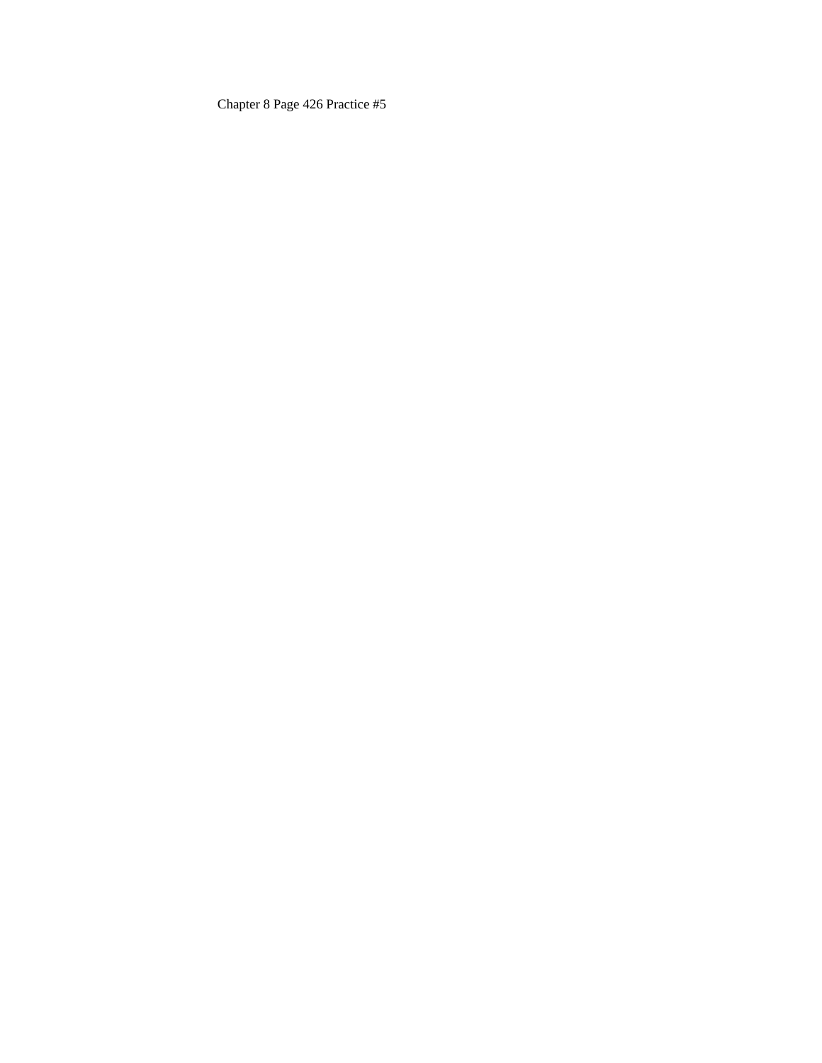Chapter 8 Page 426 Practice #5